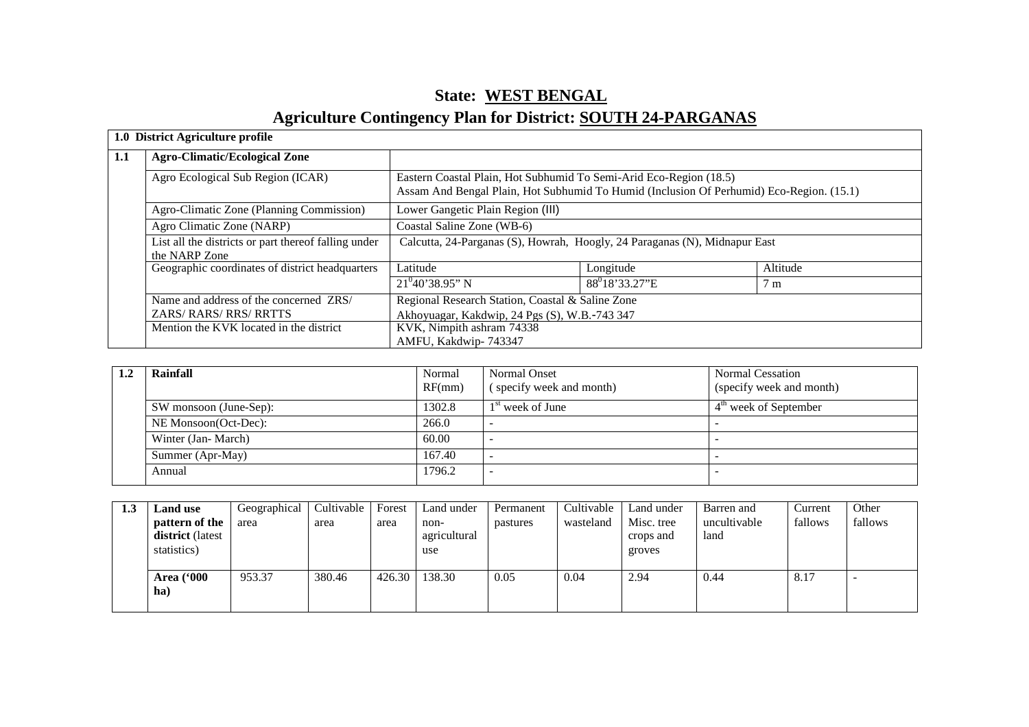# State: WEST BENGAL

## Agriculture Contingency Plan for District: SOUTH 24-PARGANAS

| **1.0 District Agriculture profile** | | | | |
|---|---|---|---|---|
| **1.1** | **Agro-Climatic/Ecological Zone** | | | |
| | Agro Ecological Sub Region (ICAR) | Eastern Coastal Plain, Hot Subhumid To Semi-Arid Eco-Region (18.5)<br>Assam And Bengal Plain, Hot Subhumid To Humid (Inclusion Of Perhumid) Eco-Region. (15.1) | | |
| | Agro-Climatic Zone (Planning Commission) | Lower Gangetic Plain Region (III) | | |
| | Agro Climatic Zone (NARP) | Coastal Saline Zone (WB-6) | | |
| | List all the districts or part thereof falling under the NARP Zone | Calcutta, 24-Parganas (S), Howrah, Hoogly, 24 Paraganas (N), Midnapur East | | |
| | Geographic coordinates of district headquarters | Latitude | Longitude | Altitude |
| | | $21^0$40'38.95" N | $88^0$18'33.27"E | 7 m |
| | Name and address of the concerned ZRS/ ZARS/ RARS/ RRS/ RRTTS | Regional Research Station, Coastal & Saline Zone<br>Akhoyuagar, Kakdwip, 24 Pgs (S), W.B.-743 347 | | |
| | Mention the KVK located in the district | KVK, Nimpith ashram 74338<br>AMFU, Kakdwip- 743347 | | |

| **1.2** | **Rainfall** | Normal RF(mm) | Normal Onset ( specify week and month) | Normal Cessation (specify week and month) |
|---|---|---|---|---|
| | SW monsoon (June-Sep): | 1302.8 | 1st week of June | 4th week of September |
| | NE Monsoon(Oct-Dec): | 266.0 | - | - |
| | Winter (Jan- March) | 60.00 | - | - |
| | Summer (Apr-May) | 167.40 | - | - |
| | Annual | 1796.2 | - | - |

| **1.3** | **Land use pattern of the district** (latest statistics) | Geographical area | Cultivable area | Forest area | Land under non-agricultural use | Permanent pastures | Cultivable wasteland | Land under Misc. tree crops and groves | Barren and uncultivable land | Current fallows | Other fallows |
|---|---|---|---|---|---|---|---|---|---|---|---|
| | **Area ('000 ha)** | 953.37 | 380.46 | 426.30 | 138.30 | 0.05 | 0.04 | 2.94 | 0.44 | 8.17 | - |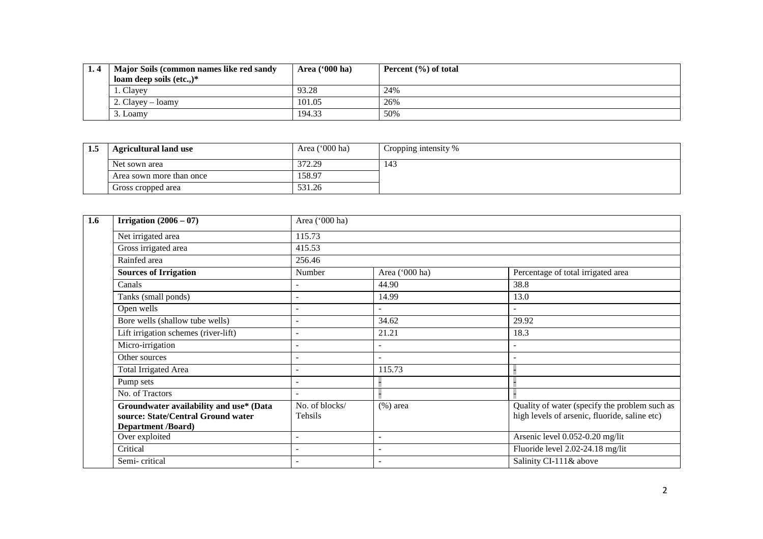| 1. 4 | Major Soils (common names like red sandy loam deep soils (etc.,)* | Area ('000 ha) | Percent (%) of total |
|---|---|---|---|
| | 1. Clayey | 93.28 | 24% |
| | 2. Clayey – loamy | 101.05 | 26% |
| | 3. Loamy | 194.33 | 50% |

| 1.5 | Agricultural land use | Area ('000 ha) | Cropping intensity % |
|---|---|---|---|
| | Net sown area | 372.29 | 143 |
| | Area sown more than once | 158.97 | |
| | Gross cropped area | 531.26 | |

| 1.6 | Irrigation (2006 – 07) | Area ('000 ha) | | |
|---|---|---|---|---|
| | Net irrigated area | 115.73 | | |
| | Gross irrigated area | 415.53 | | |
| | Rainfed area | 256.46 | | |
| | **Sources of Irrigation** | Number | Area ('000 ha) | Percentage of total irrigated area |
| | Canals | - | 44.90 | 38.8 |
| | Tanks (small ponds) | - | 14.99 | 13.0 |
| | Open wells | - | - | - |
| | Bore wells (shallow tube wells) | - | 34.62 | 29.92 |
| | Lift irrigation schemes (river-lift) | - | 21.21 | 18.3 |
| | Micro-irrigation | - | - | - |
| | Other sources | - | - | - |
| | Total Irrigated Area | - | 115.73 | - |
| | Pump sets | - | - | - |
| | No. of Tractors | - | - | - |
| | **Groundwater availability and use* (Data source: State/Central Ground water Department /Board)** | No. of blocks/ Tehsils | (%) area | Quality of water (specify the problem such as high levels of arsenic, fluoride, saline etc) |
| | Over exploited | - | - | Arsenic level 0.052-0.20 mg/lit |
| | Critical | - | - | Fluoride level 2.02-24.18 mg/lit |
| | Semi- critical | - | - | Salinity CI-111& above |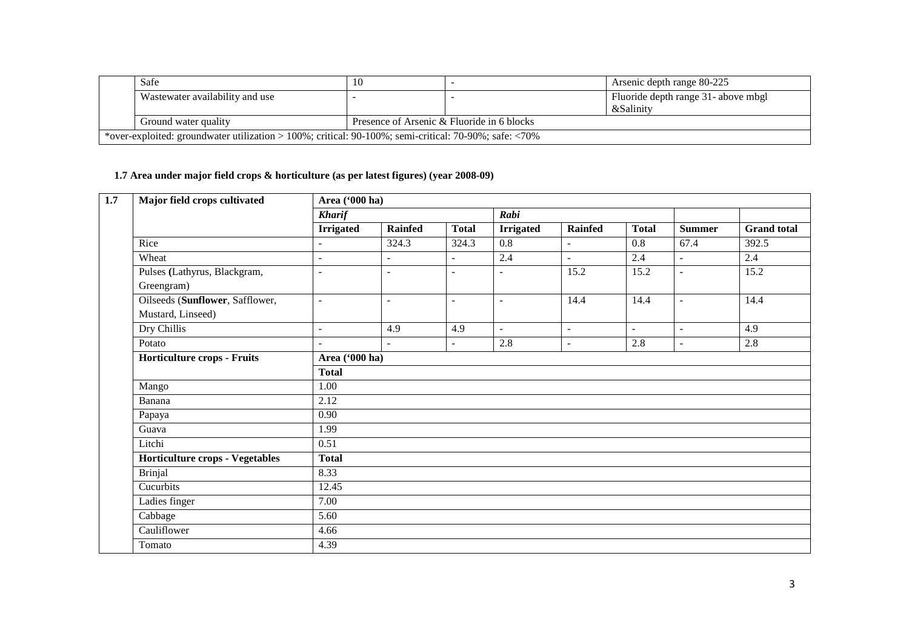| | | | | |
|---|---|---|---|---|
| | Safe | 10 | - | Arsenic depth range 80-225 |
| | Wastewater availability and use | - | - | Fluoride depth range 31- above mbgl &Salinity |
| | Ground water quality | Presence of Arsenic & Fluoride in 6 blocks | | |
| *over-exploited: groundwater utilization > 100%; critical: 90-100%; semi-critical: 70-90%; safe: <70% | | | | |

### 1.7 Area under major field crops & horticulture (as per latest figures) (year 2008-09)

| 1.7 | Major field crops cultivated | Area ('000 ha) | | | | | | | |
|---|---|---|---|---|---|---|---|---|---|
| | | *Kharif* | | | *Rabi* | | | | |
| | | **Irrigated** | **Rainfed** | **Total** | **Irrigated** | **Rainfed** | **Total** | **Summer** | **Grand total** |
| | Rice | - | 324.3 | 324.3 | 0.8 | - | 0.8 | 67.4 | 392.5 |
| | Wheat | - | - | - | 2.4 | - | 2.4 | - | 2.4 |
| | Pulses **(**Lathyrus, Blackgram, Greengram) | - | - | - | - | 15.2 | 15.2 | - | 15.2 |
| | Oilseeds (**Sunflower**, Safflower, Mustard, Linseed) | - | - | - | - | 14.4 | 14.4 | - | 14.4 |
| | Dry Chillis | - | 4.9 | 4.9 | - | - | - | - | 4.9 |
| | Potato | - | - | - | 2.8 | - | 2.8 | - | 2.8 |
| | **Horticulture crops - Fruits** | **Area ('000 ha)** | | | | | | | |
| | | **Total** | | | | | | | |
| | Mango | 1.00 | | | | | | | |
| | Banana | 2.12 | | | | | | | |
| | Papaya | 0.90 | | | | | | | |
| | Guava | 1.99 | | | | | | | |
| | Litchi | 0.51 | | | | | | | |
| | **Horticulture crops - Vegetables** | **Total** | | | | | | | |
| | Brinjal | 8.33 | | | | | | | |
| | Cucurbits | 12.45 | | | | | | | |
| | Ladies finger | 7.00 | | | | | | | |
| | Cabbage | 5.60 | | | | | | | |
| | Cauliflower | 4.66 | | | | | | | |
| | Tomato | 4.39 | | | | | | | |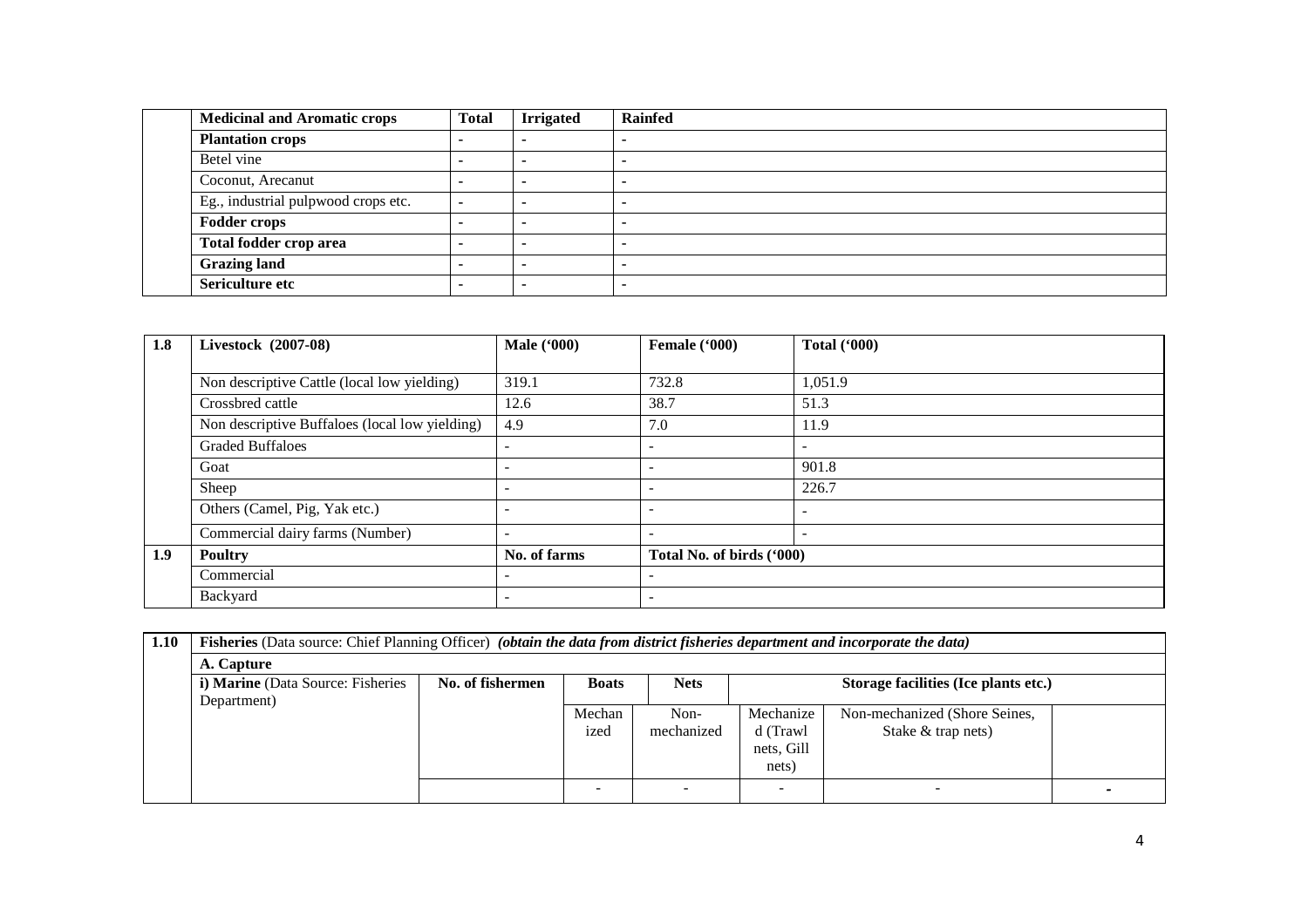| | Medicinal and Aromatic crops | Total | Irrigated | Rainfed |
|---|---|---|---|---|
| | **Plantation crops** | - | - | - |
| | Betel vine | - | - | - |
| | Coconut, Arecanut | - | - | - |
| | Eg., industrial pulpwood crops etc. | - | - | - |
| | **Fodder crops** | - | - | - |
| | **Total fodder crop area** | - | - | - |
| | **Grazing land** | - | - | - |
| | **Sericulture etc** | - | - | - |

| 1.8 | Livestock (2007-08) | Male ('000) | Female ('000) | Total ('000) |
|---|---|---|---|---|
| | Non descriptive Cattle (local low yielding) | 319.1 | 732.8 | 1,051.9 |
| | Crossbred cattle | 12.6 | 38.7 | 51.3 |
| | Non descriptive Buffaloes (local low yielding) | 4.9 | 7.0 | 11.9 |
| | Graded Buffaloes | - | - | - |
| | Goat | - | - | 901.8 |
| | Sheep | - | - | 226.7 |
| | Others (Camel, Pig, Yak etc.) | - | - | - |
| | Commercial dairy farms (Number) | - | - | - |
| **1.9** | **Poultry** | **No. of farms** | **Total No. of birds ('000)** | |
| | Commercial | - | - | |
| | Backyard | - | - | |

| 1.10 | **Fisheries** (Data source: Chief Planning Officer) *(obtain the data from district fisheries department and incorporate the data)* | | | | | | |
|---|---|---|---|---|---|---|---|
| | **A. Capture** | | | | | | |
| | **i) Marine** (Data Source: Fisheries Department) | **No. of fishermen** | **Boats** | **Nets** | **Storage facilities (Ice plants etc.)** | | |
| | | | Mechanized | Non-mechanized | Mechanized (Trawl nets, Gill nets) | Non-mechanized (Shore Seines, Stake & trap nets) | |
| | | | - | - | - | - | - |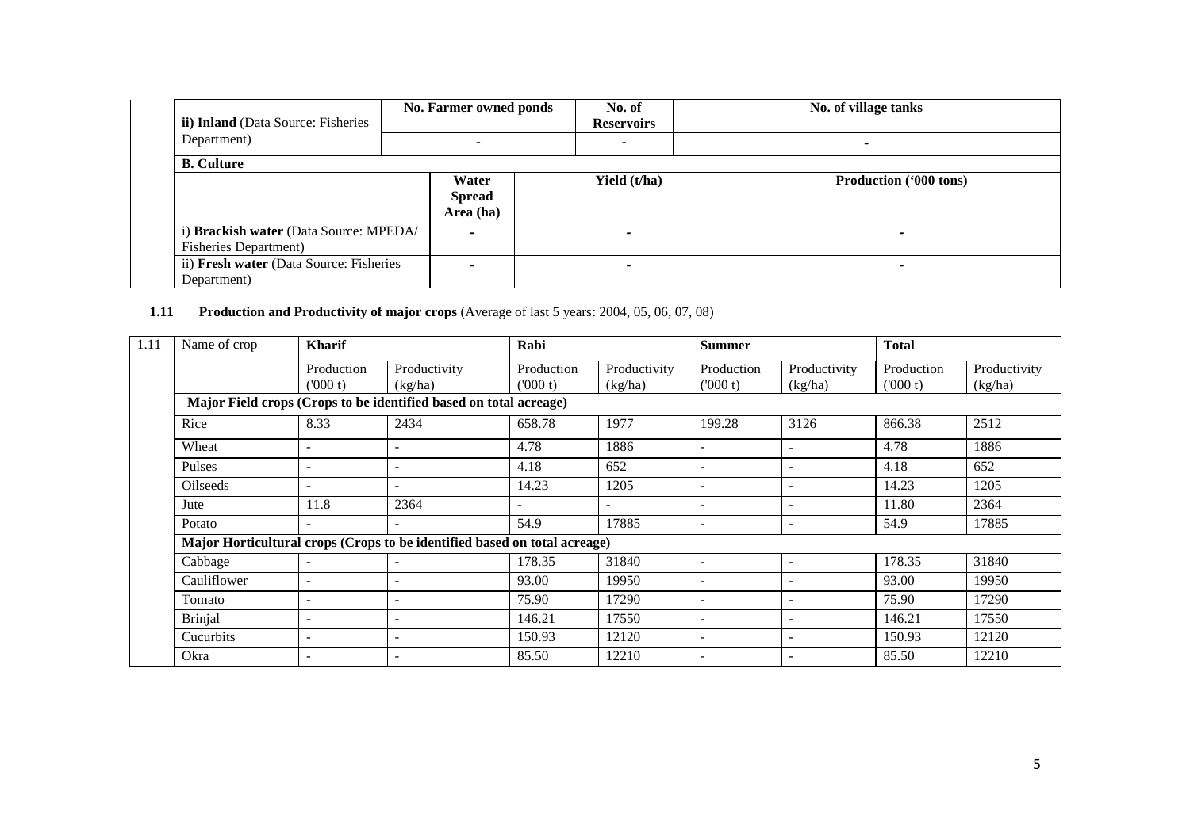| ii) **Inland** (Data Source: Fisheries Department) | No. Farmer owned ponds | | No. of Reservoirs | No. of village tanks |
|---|---|---|---|---|
| | - | | - | - |
| **B. Culture** | | | | |
| | Water Spread Area (ha) | Yield (t/ha) | | Production ('000 tons) |
| i) **Brackish water** (Data Source: MPEDA/ Fisheries Department) | - | - | | - |
| ii) **Fresh water** (Data Source: Fisheries Department) | - | - | | - |

**1.11 Production and Productivity of major crops** (Average of last 5 years: 2004, 05, 06, 07, 08)

| 1.11 | Name of crop | Kharif | | Rabi | | Summer | | Total | |
|---|---|---|---|---|---|---|---|---|---|
| | | Production ('000 t) | Productivity (kg/ha) | Production ('000 t) | Productivity (kg/ha) | Production ('000 t) | Productivity (kg/ha) | Production ('000 t) | Productivity (kg/ha) |
| | **Major Field crops (Crops to be identified based on total acreage)** | | | | | | | | |
| | Rice | 8.33 | 2434 | 658.78 | 1977 | 199.28 | 3126 | 866.38 | 2512 |
| | Wheat | - | - | 4.78 | 1886 | - | - | 4.78 | 1886 |
| | Pulses | - | - | 4.18 | 652 | - | - | 4.18 | 652 |
| | Oilseeds | - | - | 14.23 | 1205 | - | - | 14.23 | 1205 |
| | Jute | 11.8 | 2364 | - | - | - | - | 11.80 | 2364 |
| | Potato | - | - | 54.9 | 17885 | - | - | 54.9 | 17885 |
| | **Major Horticultural crops (Crops to be identified based on total acreage)** | | | | | | | | |
| | Cabbage | - | - | 178.35 | 31840 | - | - | 178.35 | 31840 |
| | Cauliflower | - | - | 93.00 | 19950 | - | - | 93.00 | 19950 |
| | Tomato | - | - | 75.90 | 17290 | - | - | 75.90 | 17290 |
| | Brinjal | - | - | 146.21 | 17550 | - | - | 146.21 | 17550 |
| | Cucurbits | - | - | 150.93 | 12120 | - | - | 150.93 | 12120 |
| | Okra | - | - | 85.50 | 12210 | - | - | 85.50 | 12210 |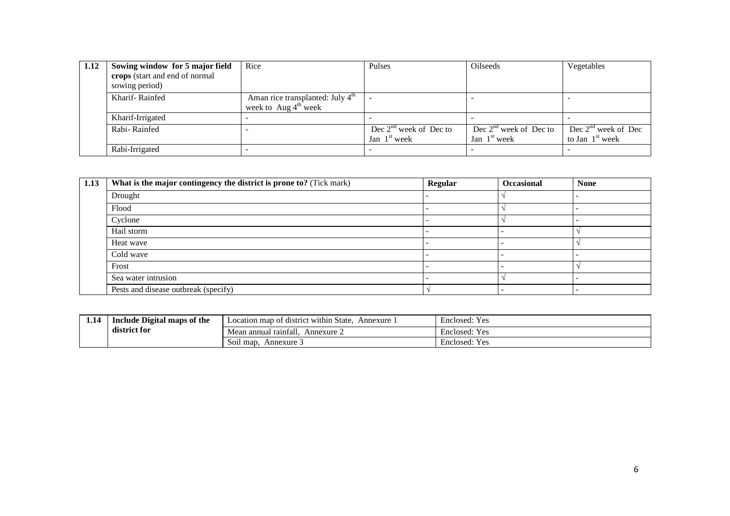| 1.12 | Sowing window for 5 major field crops (start and end of normal sowing period) | Rice | Pulses | Oilseeds | Vegetables |
|---|---|---|---|---|---|
| | Kharif- Rainfed | Aman rice transplanted: July 4th week to Aug 4th week | - | - | - |
| | Kharif-Irrigated | - | - | - | - |
| | Rabi- Rainfed | - | Dec 2nd week of Dec to Jan 1st week | Dec 2nd week of Dec to Jan 1st week | Dec 2nd week of Dec to Jan 1st week |
| | Rabi-Irrigated | - | - | - | - |

| 1.13 | What is the major contingency the district is prone to? (Tick mark) | Regular | Occasional | None |
|---|---|---|---|---|
| | Drought | - | √ | - |
| | Flood | - | √ | - |
| | Cyclone | - | √ | - |
| | Hail storm | - | - | √ |
| | Heat wave | - | - | √ |
| | Cold wave | - | - | - |
| | Frost | - | - | √ |
| | Sea water intrusion | - | √ | - |
| | Pests and disease outbreak (specify) | √ | - | - |

| 1.14 | Include Digital maps of the district for | Location map of district within State, Annexure 1 | Enclosed: Yes |
|---|---|---|---|
| | | Mean annual rainfall, Annexure 2 | Enclosed: Yes |
| | | Soil map, Annexure 3 | Enclosed: Yes |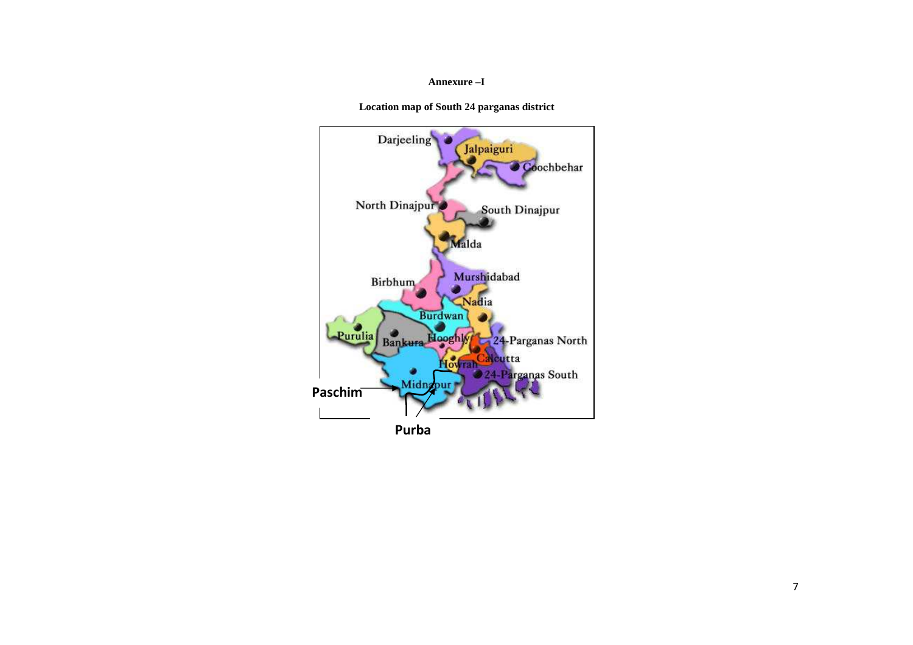**Annexure –I**

**Location map of South 24 parganas district**

Darjeeling

Jalpaiguri

Coochbehar

North Dinajpur

South Dinajpur

Malda

Birbhum

Murshidabad

Nadia

Burdwan

Purulia

Bankura

Hooghly

24-Parganas North

Calcutta

Howrah

24-Parganas South

Midnapour

Paschim

Purba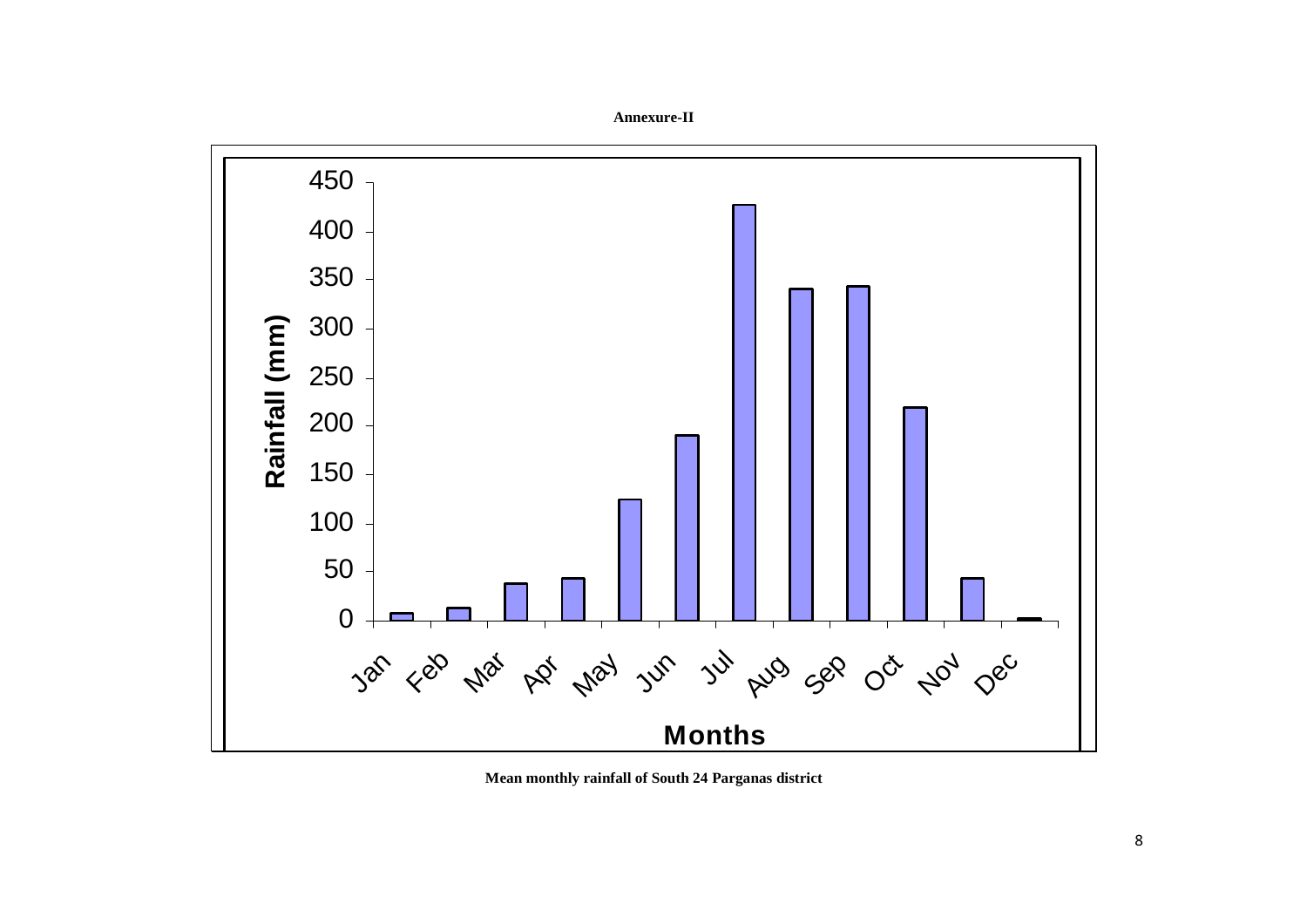**Annexure-II**

**Mean monthly rainfall of South 24 Parganas district**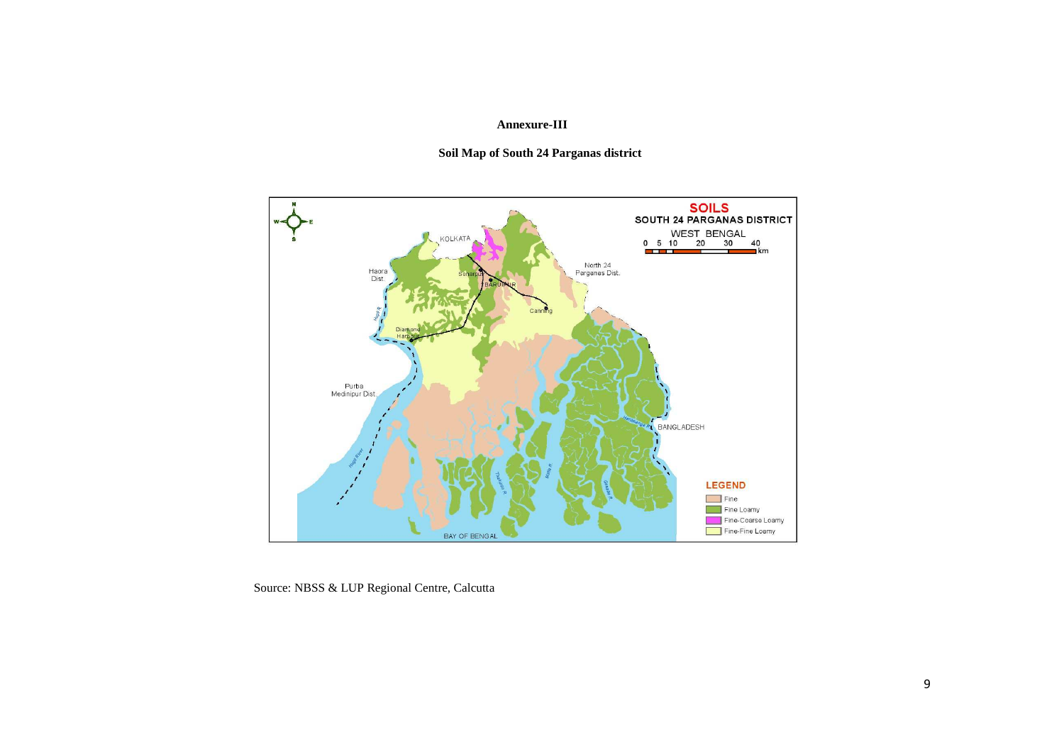**Annexure-III**

**Soil Map of South 24 Parganas district**

Source: NBSS & LUP Regional Centre, Calcutta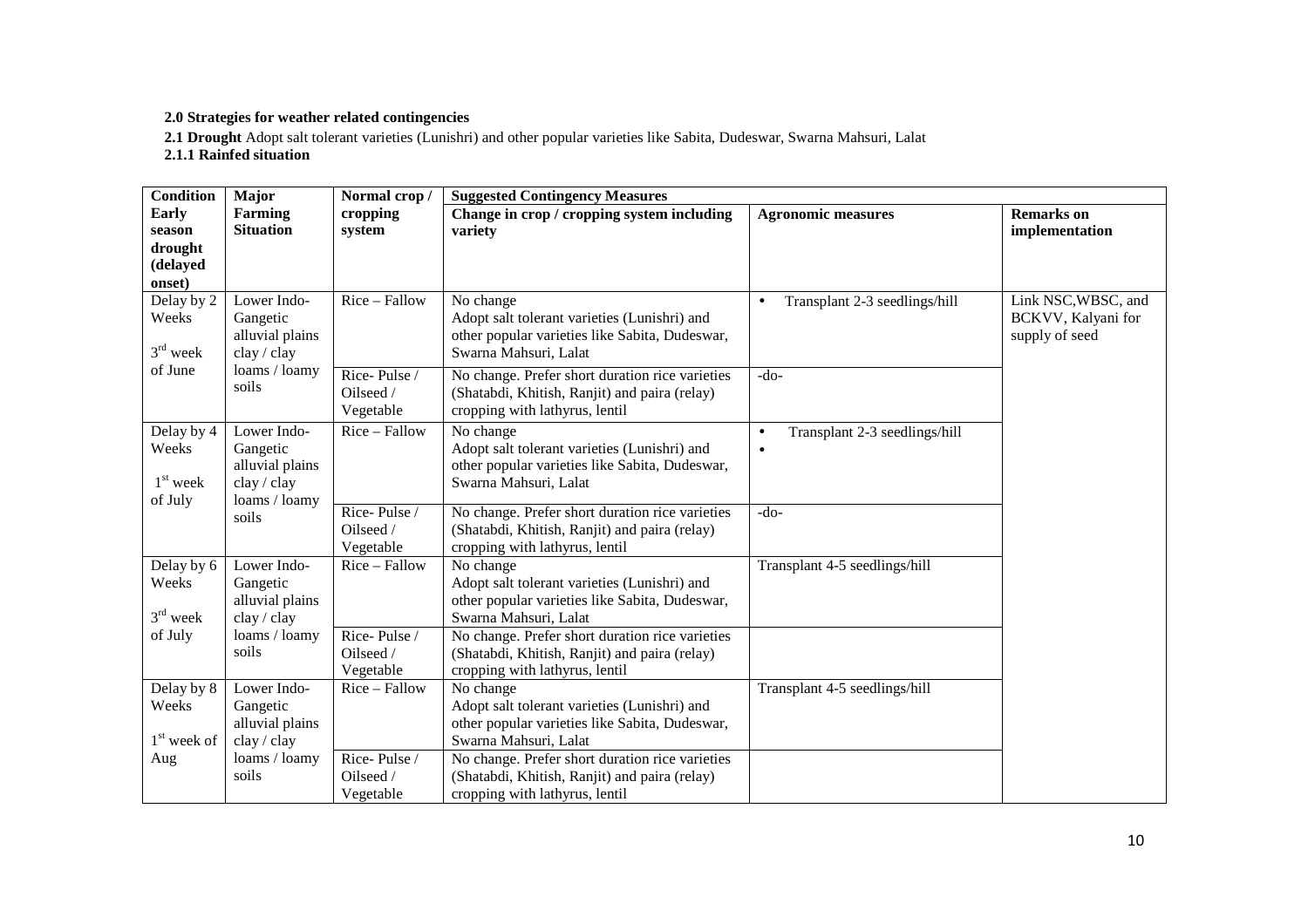**2.0 Strategies for weather related contingencies**

**2.1 Drought** Adopt salt tolerant varieties (Lunishri) and other popular varieties like Sabita, Dudeswar, Swarna Mahsuri, Lalat

**2.1.1 Rainfed situation**

| Condition | Major Farming Situation | Normal crop / cropping system | Suggested Contingency Measures | | |
|---|---|---|---|---|---|
| **Early season drought (delayed onset)** | | | **Change in crop / cropping system including variety** | **Agronomic measures** | **Remarks on implementation** |
| Delay by 2 Weeks 3rd week of June | Lower Indo-Gangetic alluvial plains clay / clay loams / loamy soils | Rice – Fallow | No change Adopt salt tolerant varieties (Lunishri) and other popular varieties like Sabita, Dudeswar, Swarna Mahsuri, Lalat | • Transplant 2-3 seedlings/hill | Link NSC,WBSC, and BCKVV, Kalyani for supply of seed |
| | | Rice- Pulse / Oilseed / Vegetable | No change. Prefer short duration rice varieties (Shatabdi, Khitish, Ranjit) and paira (relay) cropping with lathyrus, lentil | -do- | |
| Delay by 4 Weeks 1st week of July | Lower Indo-Gangetic alluvial plains clay / clay loams / loamy soils | Rice – Fallow | No change Adopt salt tolerant varieties (Lunishri) and other popular varieties like Sabita, Dudeswar, Swarna Mahsuri, Lalat | • Transplant 2-3 seedlings/hill • | |
| | | Rice- Pulse / Oilseed / Vegetable | No change. Prefer short duration rice varieties (Shatabdi, Khitish, Ranjit) and paira (relay) cropping with lathyrus, lentil | -do- | |
| Delay by 6 Weeks 3rd week of July | Lower Indo-Gangetic alluvial plains clay / clay loams / loamy soils | Rice – Fallow | No change Adopt salt tolerant varieties (Lunishri) and other popular varieties like Sabita, Dudeswar, Swarna Mahsuri, Lalat | Transplant 4-5 seedlings/hill | |
| | | Rice- Pulse / Oilseed / Vegetable | No change. Prefer short duration rice varieties (Shatabdi, Khitish, Ranjit) and paira (relay) cropping with lathyrus, lentil | | |
| Delay by 8 Weeks 1st week of Aug | Lower Indo-Gangetic alluvial plains clay / clay loams / loamy soils | Rice – Fallow | No change Adopt salt tolerant varieties (Lunishri) and other popular varieties like Sabita, Dudeswar, Swarna Mahsuri, Lalat | Transplant 4-5 seedlings/hill | |
| | | Rice- Pulse / Oilseed / Vegetable | No change. Prefer short duration rice varieties (Shatabdi, Khitish, Ranjit) and paira (relay) cropping with lathyrus, lentil | | |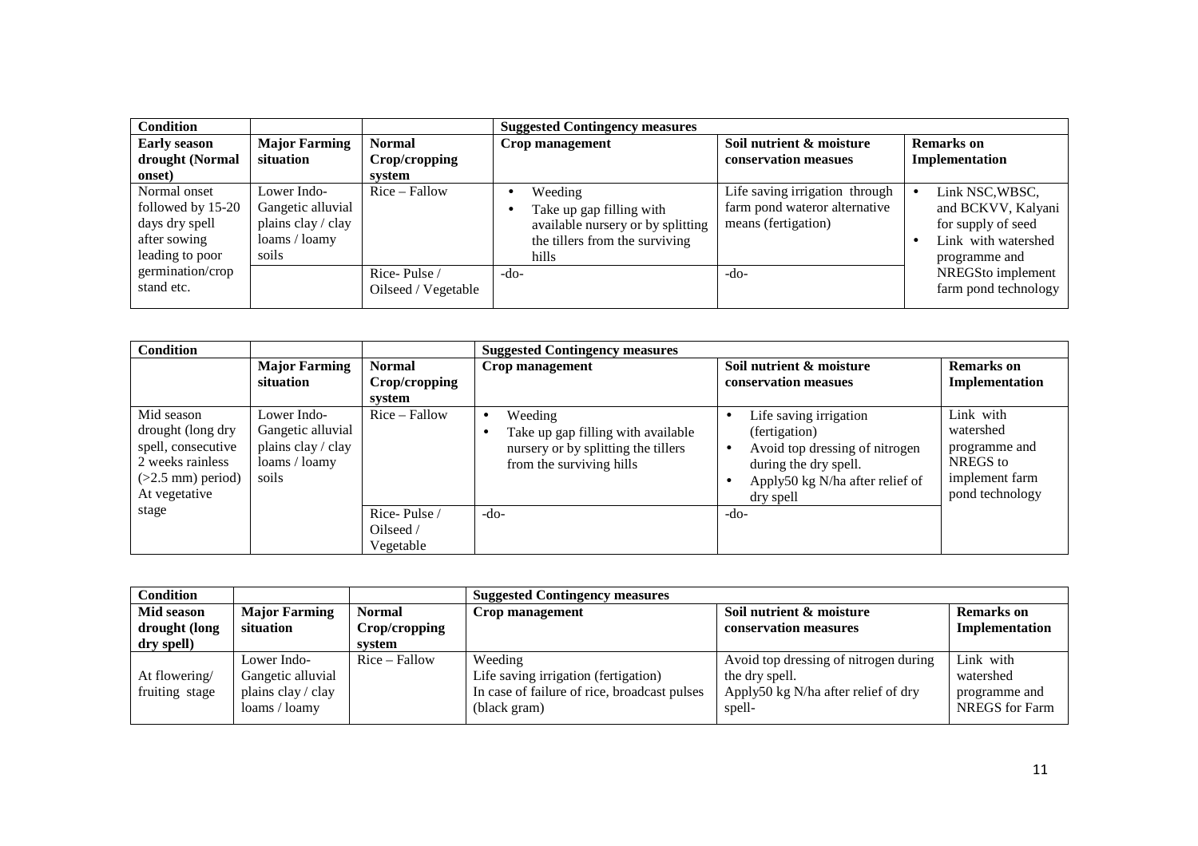| Condition | | | Suggested Contingency measures | | |
|---|---|---|---|---|---|
| **Early season drought (Normal onset)** | **Major Farming situation** | **Normal Crop/cropping system** | **Crop management** | **Soil nutrient & moisture conservation measues** | **Remarks on Implementation** |
| Normal onset followed by 15-20 days dry spell after sowing leading to poor germination/crop stand etc. | Lower Indo-Gangetic alluvial plains clay / clay loams / loamy soils | Rice – Fallow | • Weeding<br>• Take up gap filling with available nursery or by splitting the tillers from the surviving hills | Life saving irrigation through farm pond wateror alternative means (fertigation) | • Link NSC,WBSC, and BCKVV, Kalyani for supply of seed<br>• Link with watershed programme and NREGSto implement farm pond technology |
| | | Rice- Pulse / Oilseed / Vegetable | -do- | -do- | |

| Condition | | | Suggested Contingency measures | | |
|---|---|---|---|---|---|
| | **Major Farming situation** | **Normal Crop/cropping system** | **Crop management** | **Soil nutrient & moisture conservation measues** | **Remarks on Implementation** |
| Mid season drought (long dry spell, consecutive 2 weeks rainless (>2.5 mm) period) At vegetative stage | Lower Indo-Gangetic alluvial plains clay / clay loams / loamy soils | Rice – Fallow | • Weeding<br>• Take up gap filling with available nursery or by splitting the tillers from the surviving hills | • Life saving irrigation (fertigation)<br>• Avoid top dressing of nitrogen during the dry spell.<br>• Apply50 kg N/ha after relief of dry spell | Link with watershed programme and NREGS to implement farm pond technology |
| | | Rice- Pulse / Oilseed / Vegetable | -do- | -do- | |

| Condition | | | Suggested Contingency measures | | |
|---|---|---|---|---|---|
| **Mid season drought (long dry spell)** | **Major Farming situation** | **Normal Crop/cropping system** | **Crop management** | **Soil nutrient & moisture conservation measures** | **Remarks on Implementation** |
| At flowering/ fruiting stage | Lower Indo-Gangetic alluvial plains clay / clay loams / loamy | Rice – Fallow | Weeding<br>Life saving irrigation (fertigation)<br>In case of failure of rice, broadcast pulses (black gram) | Avoid top dressing of nitrogen during the dry spell.<br>Apply50 kg N/ha after relief of dry spell- | Link with watershed programme and NREGS for Farm |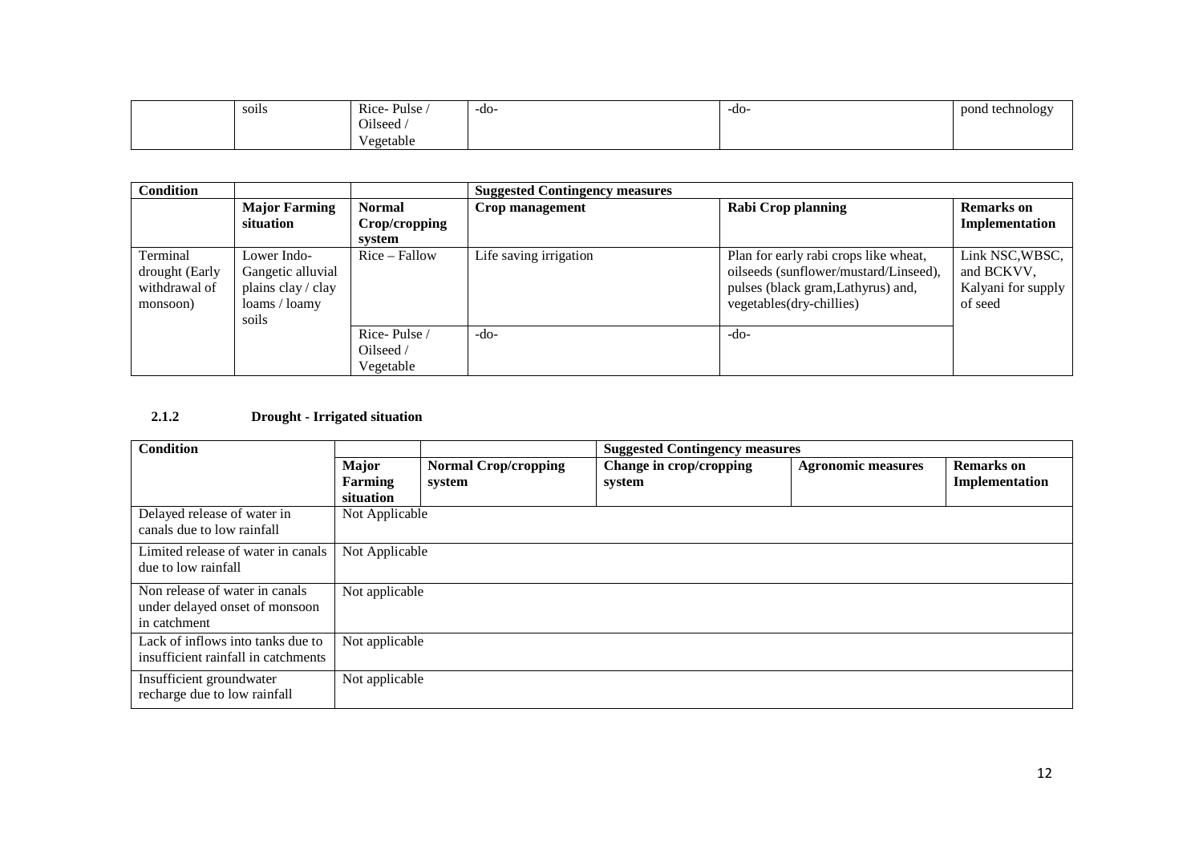|  | soils | Rice- Pulse / Oilseed / Vegetable | -do- | -do- | pond technology |
|---|---|---|---|---|---|

| Condition |  |  | Suggested Contingency measures |  |  |
|---|---|---|---|---|---|
|  | **Major Farming situation** | **Normal Crop/cropping system** | **Crop management** | **Rabi Crop planning** | **Remarks on Implementation** |
| Terminal drought (Early withdrawal of monsoon) | Lower Indo-Gangetic alluvial plains clay / clay loams / loamy soils | Rice – Fallow | Life saving irrigation | Plan for early rabi crops like wheat, oilseeds (sunflower/mustard/Linseed), pulses (black gram,Lathyrus) and, vegetables(dry-chillies) | Link NSC,WBSC, and BCKVV, Kalyani for supply of seed |
|  |  | Rice- Pulse / Oilseed / Vegetable | -do- | -do- |  |

### 2.1.2 Drought - Irrigated situation

| Condition |  |  | Suggested Contingency measures |  |  |
|---|---|---|---|---|---|
|  | **Major Farming situation** | **Normal Crop/cropping system** | **Change in crop/cropping system** | **Agronomic measures** | **Remarks on Implementation** |
| Delayed release of water in canals due to low rainfall | Not Applicable |  |  |  |  |
| Limited release of water in canals due to low rainfall | Not Applicable |  |  |  |  |
| Non release of water in canals under delayed onset of monsoon in catchment | Not applicable |  |  |  |  |
| Lack of inflows into tanks due to insufficient rainfall in catchments | Not applicable |  |  |  |  |
| Insufficient groundwater recharge due to low rainfall | Not applicable |  |  |  |  |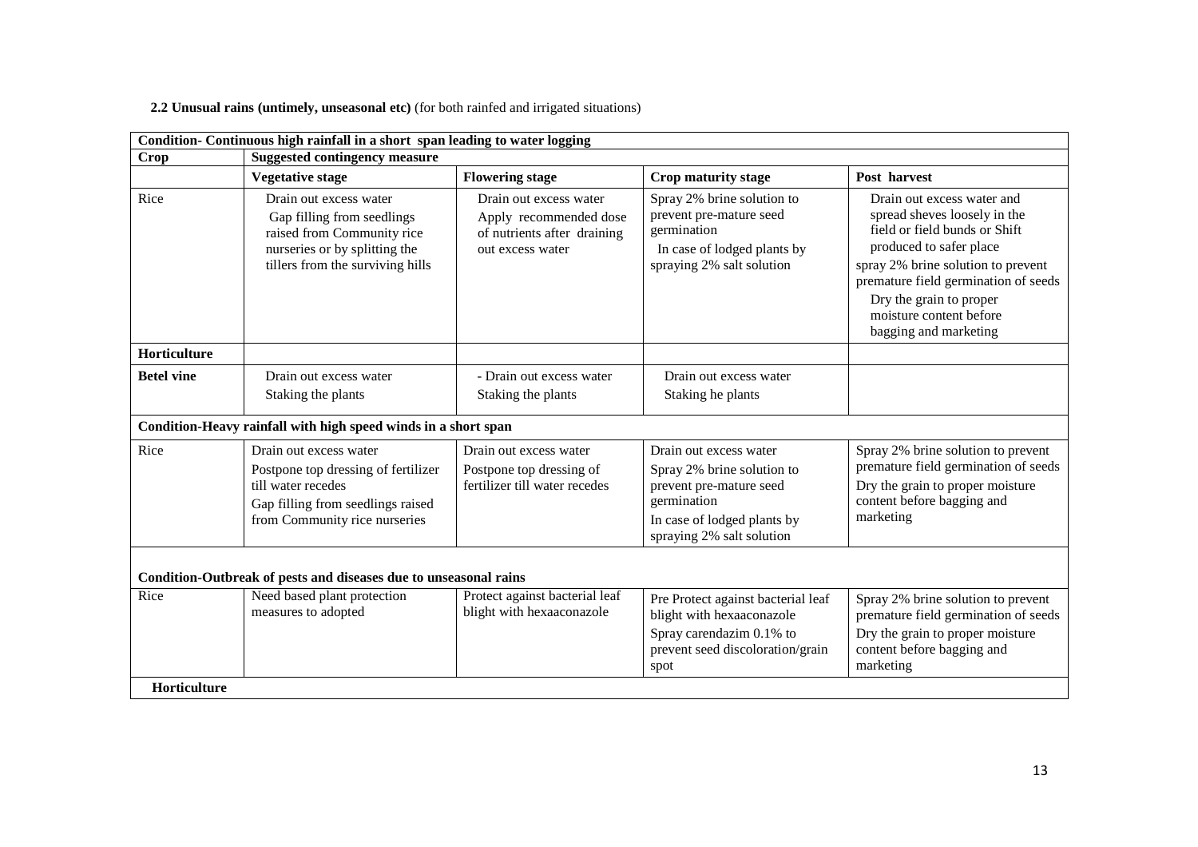**2.2 Unusual rains (untimely, unseasonal etc)** (for both rainfed and irrigated situations)

| Condition- Continuous high rainfall in a short span leading to water logging | | | | |
|---|---|---|---|---|
| **Crop** | **Suggested contingency measure** | | | |
| | **Vegetative stage** | **Flowering stage** | **Crop maturity stage** | **Post harvest** |
| Rice | Drain out excess water<br>Gap filling from seedlings raised from Community rice nurseries or by splitting the tillers from the surviving hills | Drain out excess water<br>Apply recommended dose of nutrients after draining out excess water | Spray 2% brine solution to prevent pre-mature seed germination<br>In case of lodged plants by spraying 2% salt solution | Drain out excess water and spread sheves loosely in the field or field bunds or Shift produced to safer place<br>spray 2% brine solution to prevent premature field germination of seeds<br>Dry the grain to proper moisture content before bagging and marketing |
| **Horticulture** | | | | |
| **Betel vine** | Drain out excess water<br>Staking the plants | - Drain out excess water<br>Staking the plants | Drain out excess water<br>Staking he plants | |
| **Condition-Heavy rainfall with high speed winds in a short span** | | | | |
| Rice | Drain out excess water<br>Postpone top dressing of fertilizer till water recedes<br>Gap filling from seedlings raised from Community rice nurseries | Drain out excess water<br>Postpone top dressing of fertilizer till water recedes | Drain out excess water<br>Spray 2% brine solution to prevent pre-mature seed germination<br>In case of lodged plants by spraying 2% salt solution | Spray 2% brine solution to prevent premature field germination of seeds<br>Dry the grain to proper moisture content before bagging and marketing |
| **Condition-Outbreak of pests and diseases due to unseasonal rains** | | | | |
| Rice | Need based plant protection measures to adopted | Protect against bacterial leaf blight with hexaaconazole | Pre Protect against bacterial leaf blight with hexaaconazole<br>Spray carendazim 0.1% to prevent seed discoloration/grain spot | Spray 2% brine solution to prevent premature field germination of seeds<br>Dry the grain to proper moisture content before bagging and marketing |
| **Horticulture** | | | | |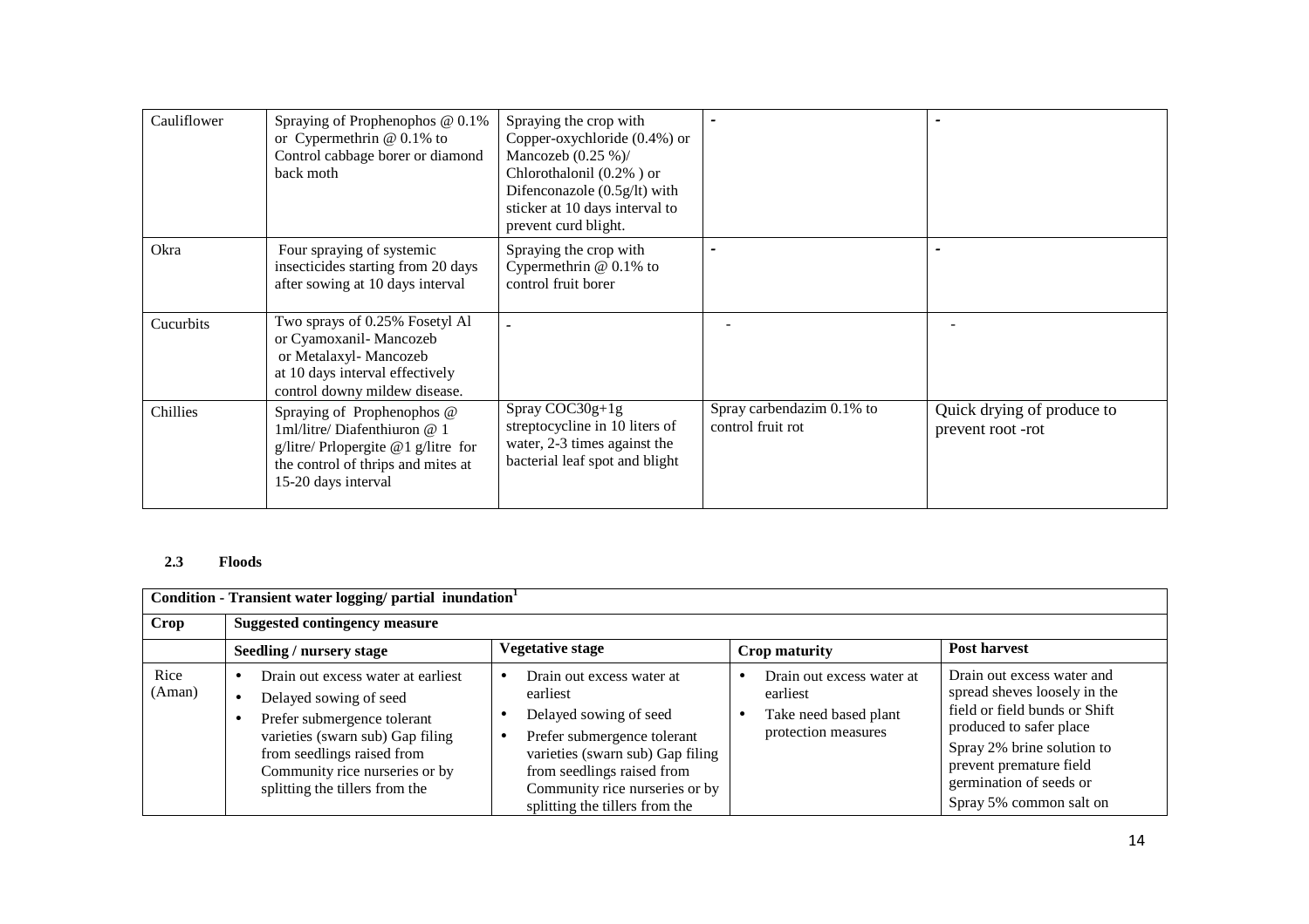| Cauliflower | Spraying of Prophenophos @ 0.1% or Cypermethrin @ 0.1% to Control cabbage borer or diamond back moth | Spraying the crop with Copper-oxychloride (0.4%) or Mancozeb (0.25 %)/ Chlorothalonil (0.2% ) or Difenconazole (0.5g/lt) with sticker at 10 days interval to prevent curd blight. | - | - |
|---|---|---|---|---|
| Okra | Four spraying of systemic insecticides starting from 20 days after sowing at 10 days interval | Spraying the crop with Cypermethrin @ 0.1% to control fruit borer | - | - |
| Cucurbits | Two sprays of 0.25% Fosetyl Al or Cyamoxanil- Mancozeb or Metalaxyl- Mancozeb at 10 days interval effectively control downy mildew disease. | - | - | - |
| Chillies | Spraying of Prophenophos @ 1ml/litre/ Diafenthiuron @ 1 g/litre/ Prlopergite @1 g/litre for the control of thrips and mites at 15-20 days interval | Spray COC30g+1g streptocycline in 10 liters of water, 2-3 times against the bacterial leaf spot and blight | Spray carbendazim 0.1% to control fruit rot | Quick drying of produce to prevent root -rot |

**2.3 Floods**

| Condition - Transient water logging/ partial inundation[1] | | | | |
|---|---|---|---|---|
| **Crop** | **Suggested contingency measure** | | | |
| | **Seedling / nursery stage** | **Vegetative stage** | **Crop maturity** | **Post harvest** |
| Rice (Aman) | • Drain out excess water at earliest<br>• Delayed sowing of seed<br>• Prefer submergence tolerant varieties (swarn sub) Gap filing from seedlings raised from Community rice nurseries or by splitting the tillers from the | • Drain out excess water at earliest<br>• Delayed sowing of seed<br>• Prefer submergence tolerant varieties (swarn sub) Gap filing from seedlings raised from Community rice nurseries or by splitting the tillers from the | • Drain out excess water at earliest<br>• Take need based plant protection measures | Drain out excess water and spread sheves loosely in the field or field bunds or Shift produced to safer place<br>Spray 2% brine solution to prevent premature field germination of seeds or<br>Spray 5% common salt on |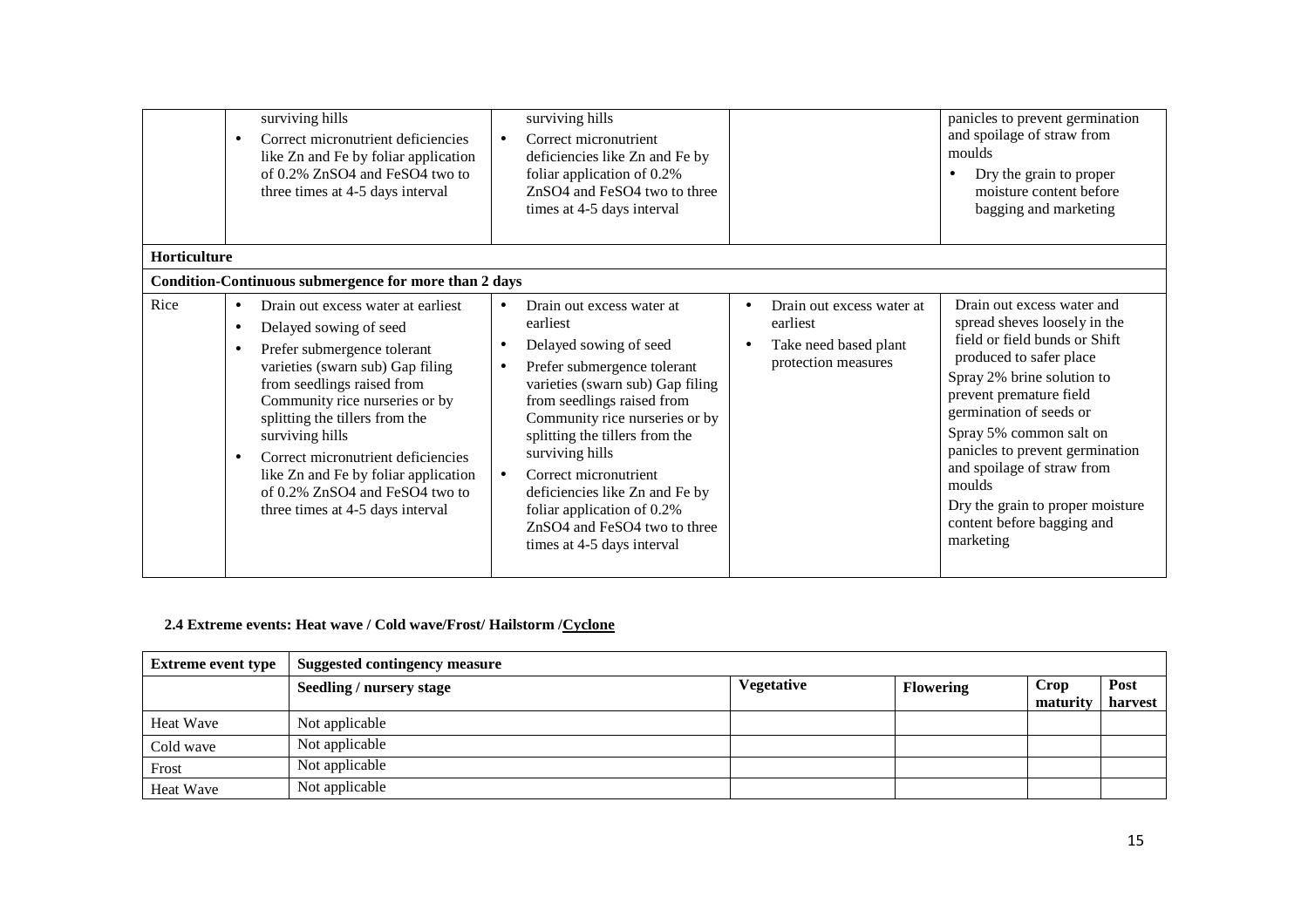|  |  |  |  |  |
|---|---|---|---|---|
|  | surviving hills<br>• Correct micronutrient deficiencies like Zn and Fe by foliar application of 0.2% $ZnSO_4$ and $FeSO_4$ two to three times at 4-5 days interval | surviving hills<br>• Correct micronutrient deficiencies like Zn and Fe by foliar application of 0.2% $ZnSO_4$ and $FeSO_4$ two to three times at 4-5 days interval |  | panicles to prevent germination and spoilage of straw from moulds<br>• Dry the grain to proper moisture content before bagging and marketing |
| **Horticulture** |  |  |  |  |
| **Condition-Continuous submergence for more than 2 days** |  |  |  |  |
| Rice | • Drain out excess water at earliest<br>• Delayed sowing of seed<br>• Prefer submergence tolerant varieties (swarn sub) Gap filing from seedlings raised from Community rice nurseries or by splitting the tillers from the surviving hills<br>• Correct micronutrient deficiencies like Zn and Fe by foliar application of 0.2% $ZnSO_4$ and $FeSO_4$ two to three times at 4-5 days interval | • Drain out excess water at earliest<br>• Delayed sowing of seed<br>• Prefer submergence tolerant varieties (swarn sub) Gap filing from seedlings raised from Community rice nurseries or by splitting the tillers from the surviving hills<br>• Correct micronutrient deficiencies like Zn and Fe by foliar application of 0.2% $ZnSO_4$ and $FeSO_4$ two to three times at 4-5 days interval | • Drain out excess water at earliest<br>• Take need based plant protection measures | Drain out excess water and spread sheves loosely in the field or field bunds or Shift produced to safer place<br>Spray 2% brine solution to prevent premature field germination of seeds or<br>Spray 5% common salt on panicles to prevent germination and spoilage of straw from moulds<br>Dry the grain to proper moisture content before bagging and marketing |

### 2.4 Extreme events: Heat wave / Cold wave/Frost/ Hailstorm /Cyclone

| Extreme event type | Suggested contingency measure | | | | |
|---|---|---|---|---|---|
|  | Seedling / nursery stage | Vegetative | Flowering | Crop maturity | Post harvest |
| Heat Wave | Not applicable |  |  |  |  |
| Cold wave | Not applicable |  |  |  |  |
| Frost | Not applicable |  |  |  |  |
| Heat Wave | Not applicable |  |  |  |  |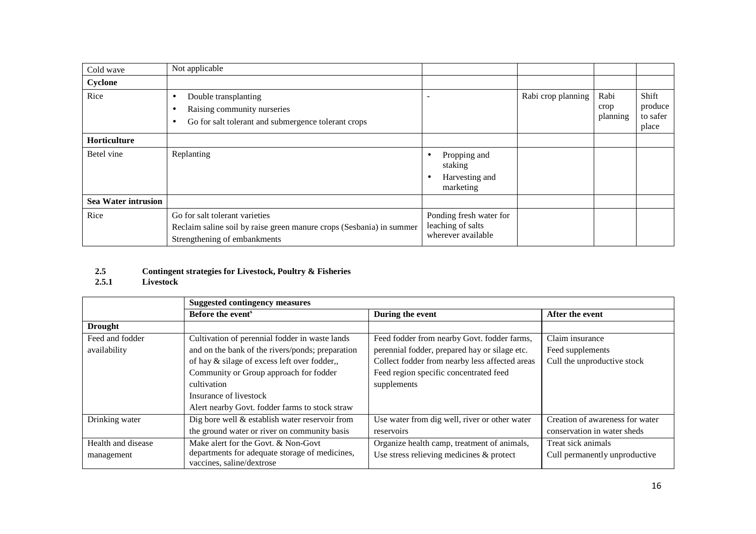| Cold wave | Not applicable | | | | |
|---|---|---|---|---|---|
| **Cyclone** | | | | | |
| Rice | • Double transplanting<br>• Raising community nurseries<br>• Go for salt tolerant and submergence tolerant crops | - | Rabi crop planning | Rabi crop planning | Shift produce to safer place |
| **Horticulture** | | | | | |
| Betel vine | Replanting | • Propping and staking<br>• Harvesting and marketing | | | |
| **Sea Water intrusion** | | | | | |
| Rice | Go for salt tolerant varieties<br>Reclaim saline soil by raise green manure crops (Sesbania) in summer<br>Strengthening of embankments | Ponding fresh water for leaching of salts wherever available | | | |

### 2.5 Contingent strategies for Livestock, Poultry & Fisheries

#### 2.5.1 Livestock

| | Suggested contingency measures | | |
|---|---|---|---|
| | **Before the event[s]** | **During the event** | **After the event** |
| **Drought** | | | |
| Feed and fodder availability | Cultivation of perennial fodder in waste lands and on the bank of the rivers/ponds; preparation of hay & silage of excess left over fodder,,<br>Community or Group approach for fodder cultivation<br>Insurance of livestock<br>Alert nearby Govt. fodder farms to stock straw | Feed fodder from nearby Govt. fodder farms, perennial fodder, prepared hay or silage etc.<br>Collect fodder from nearby less affected areas<br>Feed region specific concentrated feed supplements | Claim insurance<br>Feed supplements<br>Cull the unproductive stock |
| Drinking water | Dig bore well & establish water reservoir from the ground water or river on community basis | Use water from dig well, river or other water reservoirs | Creation of awareness for water conservation in water sheds |
| Health and disease management | Make alert for the Govt. & Non-Govt departments for adequate storage of medicines, vaccines, saline/dextrose | Organize health camp, treatment of animals, Use stress relieving medicines & protect | Treat sick animals<br>Cull permanently unproductive |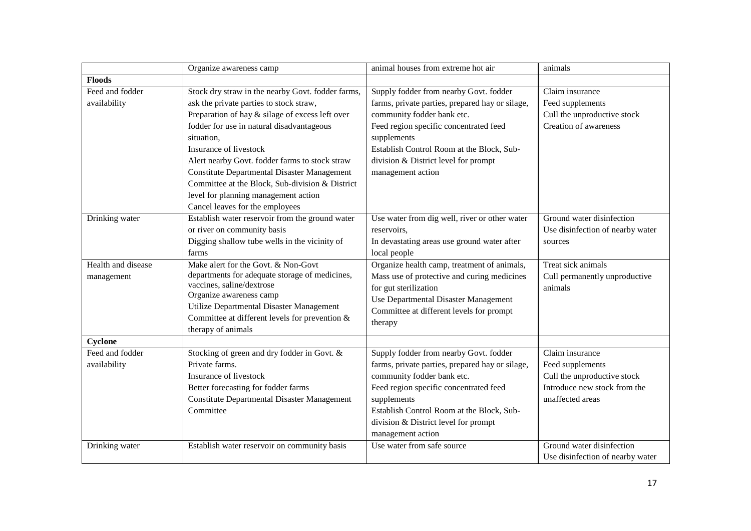| | Organize awareness camp | animal houses from extreme hot air | animals |
|---|---|---|---|
| **Floods** | | | |
| Feed and fodder availability | Stock dry straw in the nearby Govt. fodder farms, ask the private parties to stock straw, Preparation of hay & silage of excess left over fodder for use in natural disadvantageous situation, Insurance of livestock Alert nearby Govt. fodder farms to stock straw Constitute Departmental Disaster Management Committee at the Block, Sub-division & District level for planning management action Cancel leaves for the employees | Supply fodder from nearby Govt. fodder farms, private parties, prepared hay or silage, community fodder bank etc. Feed region specific concentrated feed supplements Establish Control Room at the Block, Sub-division & District level for prompt management action | Claim insurance Feed supplements Cull the unproductive stock Creation of awareness |
| Drinking water | Establish water reservoir from the ground water or river on community basis Digging shallow tube wells in the vicinity of farms | Use water from dig well, river or other water reservoirs, In devastating areas use ground water after local people | Ground water disinfection Use disinfection of nearby water sources |
| Health and disease management | Make alert for the Govt. & Non-Govt departments for adequate storage of medicines, vaccines, saline/dextrose Organize awareness camp Utilize Departmental Disaster Management Committee at different levels for prevention & therapy of animals | Organize health camp, treatment of animals, Mass use of protective and curing medicines for gut sterilization Use Departmental Disaster Management Committee at different levels for prompt therapy | Treat sick animals Cull permanently unproductive animals |
| **Cyclone** | | | |
| Feed and fodder availability | Stocking of green and dry fodder in Govt. & Private farms. Insurance of livestock Better forecasting for fodder farms Constitute Departmental Disaster Management Committee | Supply fodder from nearby Govt. fodder farms, private parties, prepared hay or silage, community fodder bank etc. Feed region specific concentrated feed supplements Establish Control Room at the Block, Sub-division & District level for prompt management action | Claim insurance Feed supplements Cull the unproductive stock Introduce new stock from the unaffected areas |
| Drinking water | Establish water reservoir on community basis | Use water from safe source | Ground water disinfection Use disinfection of nearby water |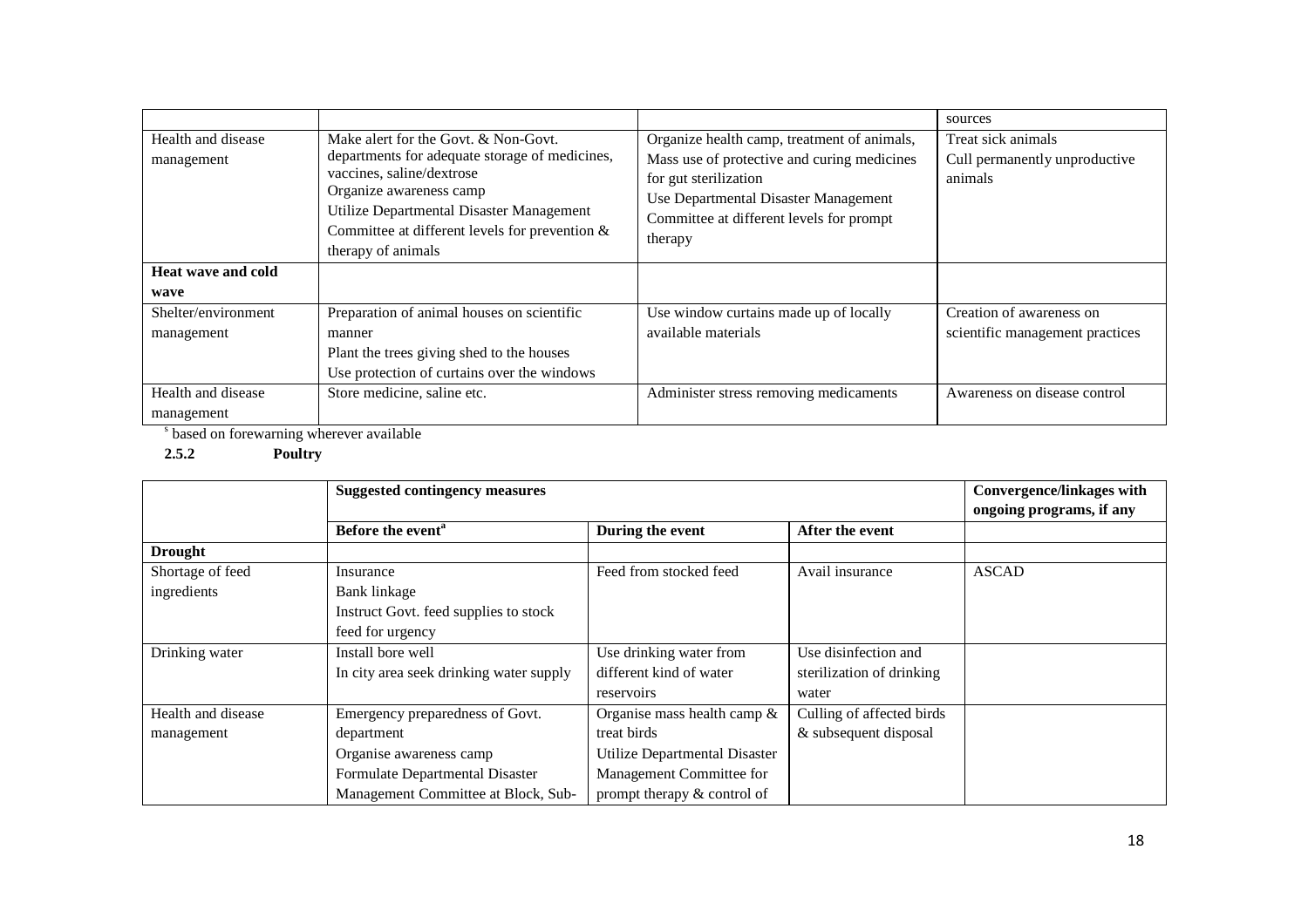|  |  |  | sources |
|---|---|---|---|
| Health and disease management | Make alert for the Govt. & Non-Govt. departments for adequate storage of medicines, vaccines, saline/dextrose<br>Organize awareness camp<br>Utilize Departmental Disaster Management Committee at different levels for prevention & therapy of animals | Organize health camp, treatment of animals, Mass use of protective and curing medicines for gut sterilization<br>Use Departmental Disaster Management Committee at different levels for prompt therapy | Treat sick animals<br>Cull permanently unproductive animals |
| **Heat wave and cold wave** |  |  |  |
| Shelter/environment management | Preparation of animal houses on scientific manner<br>Plant the trees giving shed to the houses<br>Use protection of curtains over the windows | Use window curtains made up of locally available materials | Creation of awareness on scientific management practices |
| Health and disease management | Store medicine, saline etc. | Administer stress removing medicaments | Awareness on disease control |

[s] based on forewarning wherever available

**2.5.2 Poultry**

|  | **Suggested contingency measures** |  |  | **Convergence/linkages with ongoing programs, if any** |
|---|---|---|---|---|
|  | **Before the event[a]** | **During the event** | **After the event** |  |
| **Drought** |  |  |  |  |
| Shortage of feed ingredients | Insurance<br>Bank linkage<br>Instruct Govt. feed supplies to stock feed for urgency | Feed from stocked feed | Avail insurance | ASCAD |
| Drinking water | Install bore well<br>In city area seek drinking water supply | Use drinking water from different kind of water reservoirs | Use disinfection and sterilization of drinking water |  |
| Health and disease management | Emergency preparedness of Govt. department<br>Organise awareness camp<br>Formulate Departmental Disaster Management Committee at Block, Sub- | Organise mass health camp & treat birds<br>Utilize Departmental Disaster Management Committee for prompt therapy & control of | Culling of affected birds & subsequent disposal |  |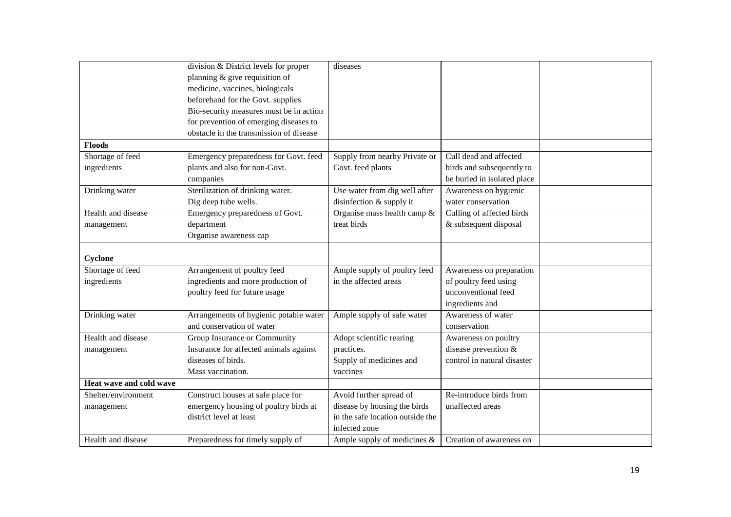| | | | | |
|---|---|---|---|---|
| | division & District levels for proper planning & give requisition of medicine, vaccines, biologicals beforehand for the Govt. supplies Bio-security measures must be in action for prevention of emerging diseases to obstacle in the transmission of disease | diseases | | |
| **Floods** | | | | |
| Shortage of feed ingredients | Emergency preparedness for Govt. feed plants and also for non-Govt. companies | Supply from nearby Private or Govt. feed plants | Cull dead and affected birds and subsequently to be buried in isolated place | |
| Drinking water | Sterilization of drinking water. Dig deep tube wells. | Use water from dig well after disinfection & supply it | Awareness on hygienic water conservation | |
| Health and disease management | Emergency preparedness of Govt. department Organise awareness cap | Organise mass health camp & treat birds | Culling of affected birds & subsequent disposal | |
| **Cyclone** | | | | |
| Shortage of feed ingredients | Arrangement of poultry feed ingredients and more production of poultry feed for future usage | Ample supply of poultry feed in the affected areas | Awareness on preparation of poultry feed using unconventional feed ingredients and | |
| Drinking water | Arrangements of hygienic potable water and conservation of water | Ample supply of safe water | Awareness of water conservation | |
| Health and disease management | Group Insurance or Community Insurance for affected animals against diseases of birds. Mass vaccination. | Adopt scientific rearing practices. Supply of medicines and vaccines | Awareness on poultry disease prevention & control in natural disaster | |
| **Heat wave and cold wave** | | | | |
| Shelter/environment management | Construct houses at safe place for emergency housing of poultry birds at district level at least | Avoid further spread of disease by housing the birds in the safe location outside the infected zone | Re-introduce birds from unaffected areas | |
| Health and disease | Preparedness for timely supply of | Ample supply of medicines & | Creation of awareness on | |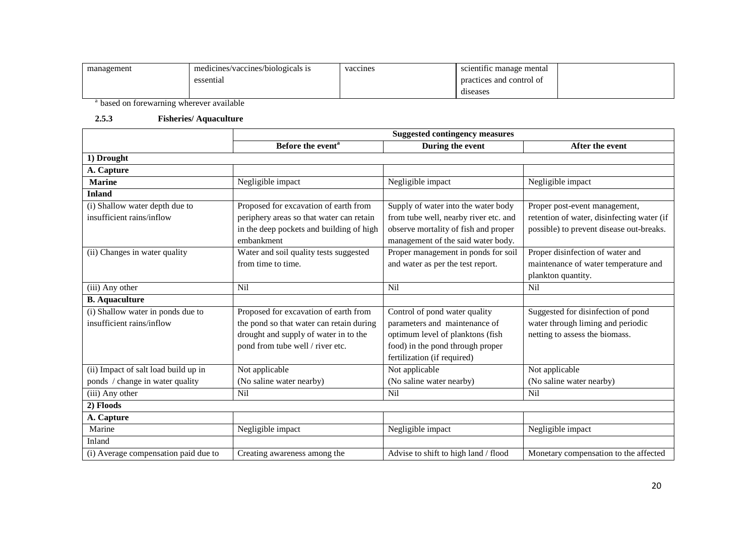| management | medicines/vaccines/biologicals is essential | vaccines | scientific manage mental practices and control of diseases | |
|---|---|---|---|---|

[a] based on forewarning wherever available

### 2.5.3 Fisheries/ Aquaculture

| | Suggested contingency measures | | |
|---|---|---|---|
| | **Before the event[a]** | **During the event** | **After the event** |
| **1) Drought** | | | |
| **A. Capture** | | | |
| **Marine** | Negligible impact | Negligible impact | Negligible impact |
| **Inland** | | | |
| (i) Shallow water depth due to insufficient rains/inflow | Proposed for excavation of earth from periphery areas so that water can retain in the deep pockets and building of high embankment | Supply of water into the water body from tube well, nearby river etc. and observe mortality of fish and proper management of the said water body. | Proper post-event management, retention of water, disinfecting water (if possible) to prevent disease out-breaks. |
| (ii) Changes in water quality | Water and soil quality tests suggested from time to time. | Proper management in ponds for soil and water as per the test report. | Proper disinfection of water and maintenance of water temperature and plankton quantity. |
| (iii) Any other | Nil | Nil | Nil |
| **B. Aquaculture** | | | |
| (i) Shallow water in ponds due to insufficient rains/inflow | Proposed for excavation of earth from the pond so that water can retain during drought and supply of water in to the pond from tube well / river etc. | Control of pond water quality parameters and maintenance of optimum level of planktons (fish food) in the pond through proper fertilization (if required) | Suggested for disinfection of pond water through liming and periodic netting to assess the biomass. |
| (ii) Impact of salt load build up in ponds / change in water quality | Not applicable (No saline water nearby) | Not applicable (No saline water nearby) | Not applicable (No saline water nearby) |
| (iii) Any other | Nil | Nil | Nil |
| **2) Floods** | | | |
| **A. Capture** | | | |
| Marine | Negligible impact | Negligible impact | Negligible impact |
| Inland | | | |
| (i) Average compensation paid due to | Creating awareness among the | Advise to shift to high land / flood | Monetary compensation to the affected |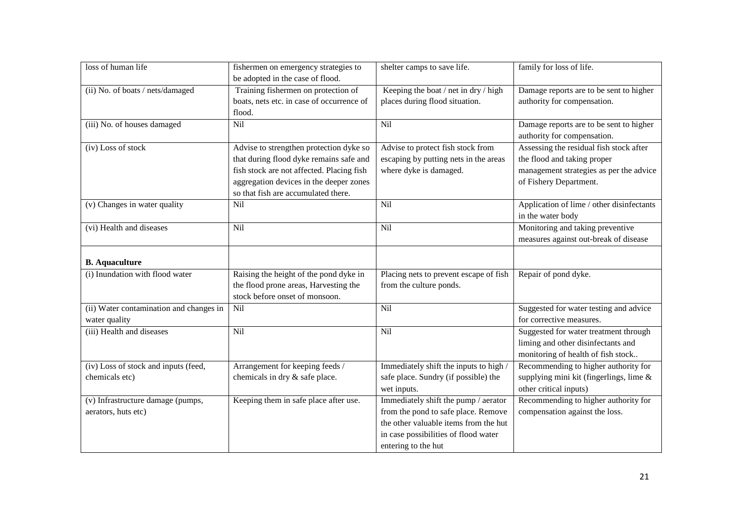| loss of human life | fishermen on emergency strategies to be adopted in the case of flood. | shelter camps to save life. | family for loss of life. |
|---|---|---|---|
| (ii) No. of boats / nets/damaged | Training fishermen on protection of boats, nets etc. in case of occurrence of flood. | Keeping the boat / net in dry / high places during flood situation. | Damage reports are to be sent to higher authority for compensation. |
| (iii) No. of houses damaged | Nil | Nil | Damage reports are to be sent to higher authority for compensation. |
| (iv) Loss of stock | Advise to strengthen protection dyke so that during flood dyke remains safe and fish stock are not affected. Placing fish aggregation devices in the deeper zones so that fish are accumulated there. | Advise to protect fish stock from escaping by putting nets in the areas where dyke is damaged. | Assessing the residual fish stock after the flood and taking proper management strategies as per the advice of Fishery Department. |
| (v) Changes in water quality | Nil | Nil | Application of lime / other disinfectants in the water body |
| (vi) Health and diseases | Nil | Nil | Monitoring and taking preventive measures against out-break of disease |
| **B. Aquaculture** | | | |
| (i) Inundation with flood water | Raising the height of the pond dyke in the flood prone areas, Harvesting the stock before onset of monsoon. | Placing nets to prevent escape of fish from the culture ponds. | Repair of pond dyke. |
| (ii) Water contamination and changes in water quality | Nil | Nil | Suggested for water testing and advice for corrective measures. |
| (iii) Health and diseases | Nil | Nil | Suggested for water treatment through liming and other disinfectants and monitoring of health of fish stock.. |
| (iv) Loss of stock and inputs (feed, chemicals etc) | Arrangement for keeping feeds / chemicals in dry & safe place. | Immediately shift the inputs to high / safe place. Sundry (if possible) the wet inputs. | Recommending to higher authority for supplying mini kit (fingerlings, lime & other critical inputs) |
| (v) Infrastructure damage (pumps, aerators, huts etc) | Keeping them in safe place after use. | Immediately shift the pump / aerator from the pond to safe place. Remove the other valuable items from the hut in case possibilities of flood water entering to the hut | Recommending to higher authority for compensation against the loss. |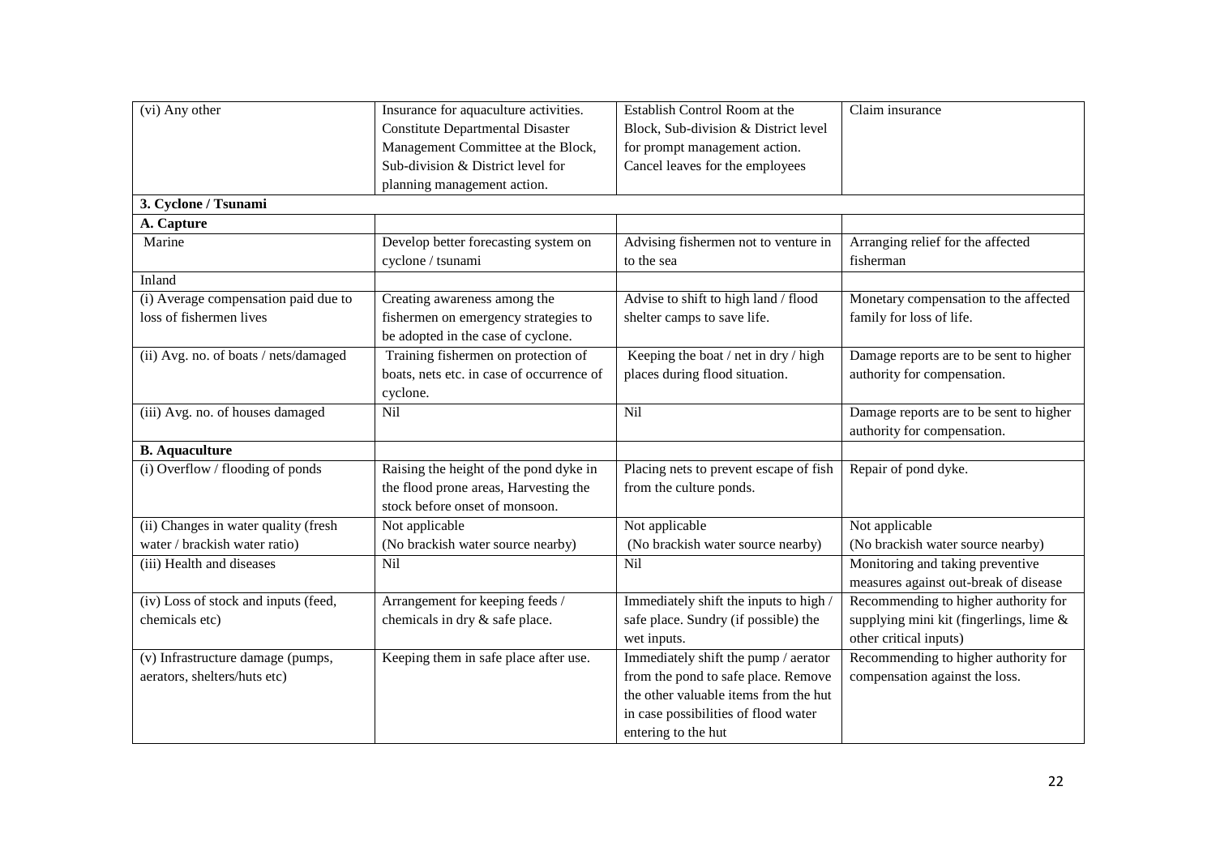| | | | |
|---|---|---|---|
| (vi) Any other | Insurance for aquaculture activities. Constitute Departmental Disaster Management Committee at the Block, Sub-division & District level for planning management action. | Establish Control Room at the Block, Sub-division & District level for prompt management action. Cancel leaves for the employees | Claim insurance |
| **3. Cyclone / Tsunami** | | | |
| **A. Capture** | | | |
| Marine | Develop better forecasting system on cyclone / tsunami | Advising fishermen not to venture in to the sea | Arranging relief for the affected fisherman |
| Inland | | | |
| (i) Average compensation paid due to loss of fishermen lives | Creating awareness among the fishermen on emergency strategies to be adopted in the case of cyclone. | Advise to shift to high land / flood shelter camps to save life. | Monetary compensation to the affected family for loss of life. |
| (ii) Avg. no. of boats / nets/damaged | Training fishermen on protection of boats, nets etc. in case of occurrence of cyclone. | Keeping the boat / net in dry / high places during flood situation. | Damage reports are to be sent to higher authority for compensation. |
| (iii) Avg. no. of houses damaged | Nil | Nil | Damage reports are to be sent to higher authority for compensation. |
| **B. Aquaculture** | | | |
| (i) Overflow / flooding of ponds | Raising the height of the pond dyke in the flood prone areas, Harvesting the stock before onset of monsoon. | Placing nets to prevent escape of fish from the culture ponds. | Repair of pond dyke. |
| (ii) Changes in water quality (fresh water / brackish water ratio) | Not applicable (No brackish water source nearby) | Not applicable (No brackish water source nearby) | Not applicable (No brackish water source nearby) |
| (iii) Health and diseases | Nil | Nil | Monitoring and taking preventive measures against out-break of disease |
| (iv) Loss of stock and inputs (feed, chemicals etc) | Arrangement for keeping feeds / chemicals in dry & safe place. | Immediately shift the inputs to high / safe place. Sundry (if possible) the wet inputs. | Recommending to higher authority for supplying mini kit (fingerlings, lime & other critical inputs) |
| (v) Infrastructure damage (pumps, aerators, shelters/huts etc) | Keeping them in safe place after use. | Immediately shift the pump / aerator from the pond to safe place. Remove the other valuable items from the hut in case possibilities of flood water entering to the hut | Recommending to higher authority for compensation against the loss. |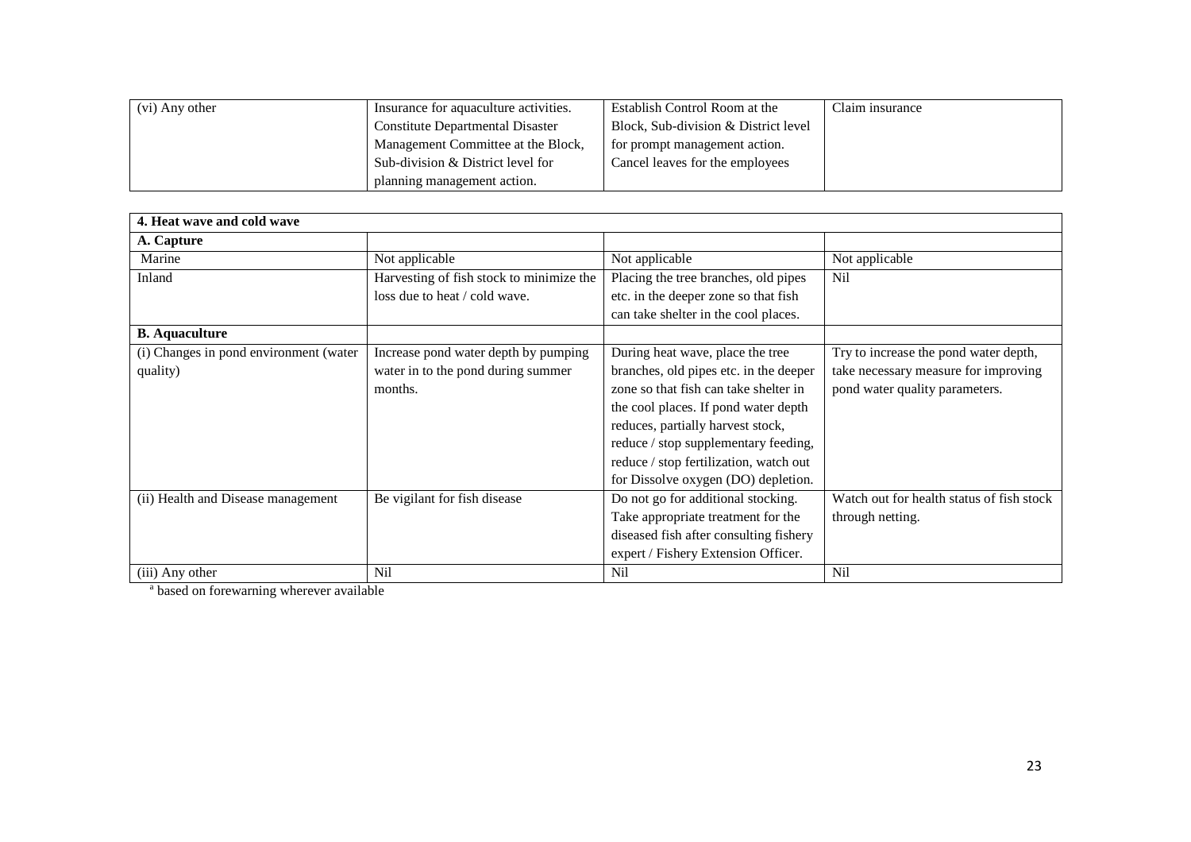| | | | |
|---|---|---|---|
| (vi) Any other | Insurance for aquaculture activities. Constitute Departmental Disaster Management Committee at the Block, Sub-division & District level for planning management action. | Establish Control Room at the Block, Sub-division & District level for prompt management action. Cancel leaves for the employees | Claim insurance |

| **4. Heat wave and cold wave** | | | |
|---|---|---|---|
| **A. Capture** | | | |
| Marine | Not applicable | Not applicable | Not applicable |
| Inland | Harvesting of fish stock to minimize the loss due to heat / cold wave. | Placing the tree branches, old pipes etc. in the deeper zone so that fish can take shelter in the cool places. | Nil |
| **B. Aquaculture** | | | |
| (i) Changes in pond environment (water quality) | Increase pond water depth by pumping water in to the pond during summer months. | During heat wave, place the tree branches, old pipes etc. in the deeper zone so that fish can take shelter in the cool places. If pond water depth reduces, partially harvest stock, reduce / stop supplementary feeding, reduce / stop fertilization, watch out for Dissolve oxygen (DO) depletion. | Try to increase the pond water depth, take necessary measure for improving pond water quality parameters. |
| (ii) Health and Disease management | Be vigilant for fish disease | Do not go for additional stocking. Take appropriate treatment for the diseased fish after consulting fishery expert / Fishery Extension Officer. | Watch out for health status of fish stock through netting. |
| (iii) Any other | Nil | Nil | Nil |

[a] based on forewarning wherever available